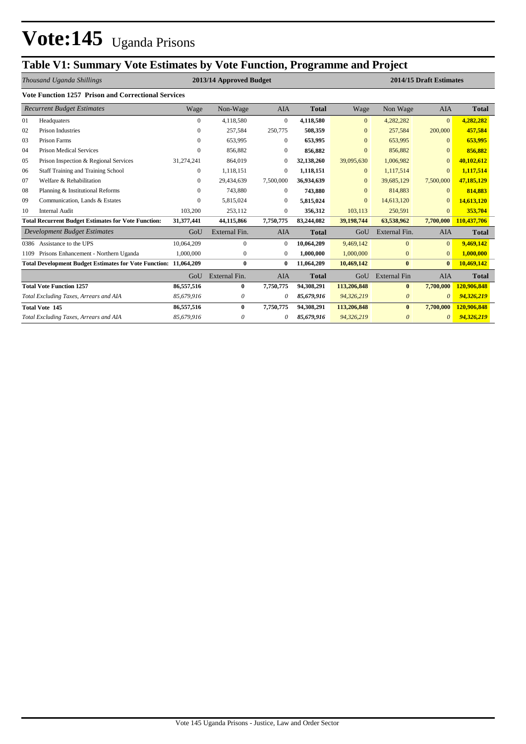# Vote:145 Uganda Prisons

## Table V1: Summary Vote Estimates by Vote Function, Programme and Project

| *Thousand Uganda Shillings* | | 2013/14 Approved Budget | | | | 2014/15 Draft Estimates | | | |
|---|---|---|---|---|---|---|---|---|---|
| **Vote Function 1257 Prison and Correctional Services** | | | | | | | | | |
| *Recurrent Budget Estimates* | | Wage | Non-Wage | AIA | **Total** | Wage | Non Wage | AIA | **Total** |
| 01 | Headquaters | 0 | 4,118,580 | 0 | **4,118,580** | 0 | 4,282,282 | 0 | **4,282,282** |
| 02 | Prison Industries | 0 | 257,584 | 250,775 | **508,359** | 0 | 257,584 | 200,000 | **457,584** |
| 03 | Prison Farms | 0 | 653,995 | 0 | **653,995** | 0 | 653,995 | 0 | **653,995** |
| 04 | Prison Medical Services | 0 | 856,882 | 0 | **856,882** | 0 | 856,882 | 0 | **856,882** |
| 05 | Prison Inspection & Regional Services | 31,274,241 | 864,019 | 0 | **32,138,260** | 39,095,630 | 1,006,982 | 0 | **40,102,612** |
| 06 | Staff Training and Training School | 0 | 1,118,151 | 0 | **1,118,151** | 0 | 1,117,514 | 0 | **1,117,514** |
| 07 | Welfare & Rehabilitation | 0 | 29,434,639 | 7,500,000 | **36,934,639** | 0 | 39,685,129 | 7,500,000 | **47,185,129** |
| 08 | Planning & Institutional Reforms | 0 | 743,880 | 0 | **743,880** | 0 | 814,883 | 0 | **814,883** |
| 09 | Communication, Lands & Estates | 0 | 5,815,024 | 0 | **5,815,024** | 0 | 14,613,120 | 0 | **14,613,120** |
| 10 | Internal Audit | 103,200 | 253,112 | 0 | **356,312** | 103,113 | 250,591 | 0 | **353,704** |
| **Total Recurrent Budget Estimates for Vote Function:** | | **31,377,441** | **44,115,866** | **7,750,775** | **83,244,082** | **39,198,744** | **63,538,962** | **7,700,000** | **110,437,706** |
| *Development Budget Estimates* | | GoU | External Fin. | AIA | **Total** | GoU | External Fin. | AIA | **Total** |
| 0386 | Assistance to the UPS | 10,064,209 | 0 | 0 | **10,064,209** | 9,469,142 | 0 | 0 | **9,469,142** |
| 1109 | Prisons Enhancement - Northern Uganda | 1,000,000 | 0 | 0 | **1,000,000** | 1,000,000 | 0 | 0 | **1,000,000** |
| **Total Development Budget Estimates for Vote Function:** | | **11,064,209** | **0** | **0** | **11,064,209** | **10,469,142** | **0** | **0** | **10,469,142** |
| | | GoU | External Fin. | AIA | **Total** | GoU | External Fin | AIA | **Total** |
| **Total Vote Function 1257** | | **86,557,516** | **0** | **7,750,775** | **94,308,291** | **113,206,848** | **0** | **7,700,000** | **120,906,848** |
| *Total Excluding Taxes, Arrears and AIA* | | *85,679,916* | *0* | *0* | ***85,679,916*** | *94,326,219* | *0* | *0* | ***94,326,219*** |
| **Total Vote 145** | | **86,557,516** | **0** | **7,750,775** | **94,308,291** | **113,206,848** | **0** | **7,700,000** | **120,906,848** |
| *Total Excluding Taxes, Arrears and AIA* | | *85,679,916* | *0* | *0* | ***85,679,916*** | *94,326,219* | *0* | *0* | ***94,326,219*** |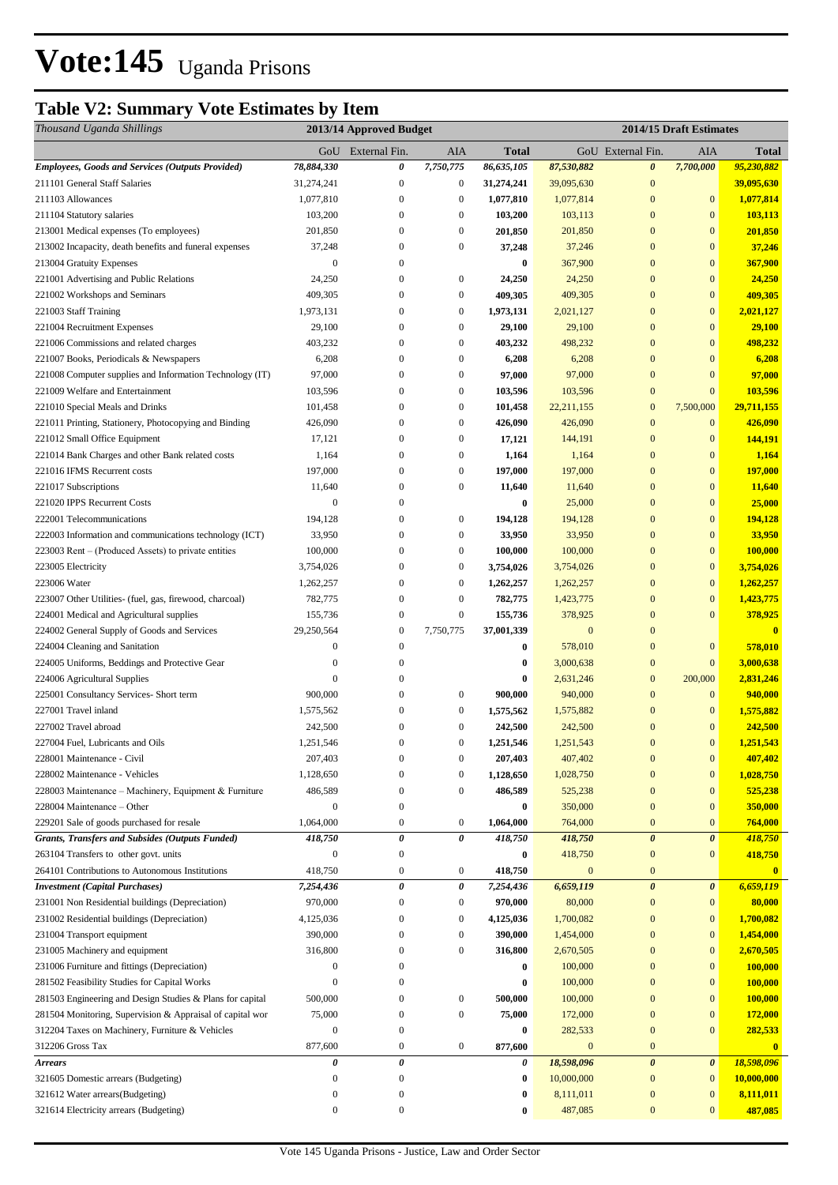# Vote:145 Uganda Prisons

## Table V2: Summary Vote Estimates by Item

| *Thousand Uganda Shillings* | 2013/14 Approved Budget | | | | 2014/15 Draft Estimates | | | |
|---|---|---|---|---|---|---|---|---|
| | GoU | External Fin. | AIA | Total | GoU | External Fin. | AIA | Total |
| ***Employees, Goods and Services (Outputs Provided)*** | ***78,884,330*** | ***0*** | ***7,750,775*** | ***86,635,105*** | ***87,530,882*** | ***0*** | ***7,700,000*** | ***95,230,882*** |
| 211101 General Staff Salaries | 31,274,241 | 0 | 0 | **31,274,241** | 39,095,630 | 0 | | **39,095,630** |
| 211103 Allowances | 1,077,810 | 0 | 0 | **1,077,810** | 1,077,814 | 0 | 0 | **1,077,814** |
| 211104 Statutory salaries | 103,200 | 0 | 0 | **103,200** | 103,113 | 0 | 0 | **103,113** |
| 213001 Medical expenses (To employees) | 201,850 | 0 | 0 | **201,850** | 201,850 | 0 | 0 | **201,850** |
| 213002 Incapacity, death benefits and funeral expenses | 37,248 | 0 | 0 | **37,248** | 37,246 | 0 | 0 | **37,246** |
| 213004 Gratuity Expenses | 0 | 0 | | **0** | 367,900 | 0 | 0 | **367,900** |
| 221001 Advertising and Public Relations | 24,250 | 0 | 0 | **24,250** | 24,250 | 0 | 0 | **24,250** |
| 221002 Workshops and Seminars | 409,305 | 0 | 0 | **409,305** | 409,305 | 0 | 0 | **409,305** |
| 221003 Staff Training | 1,973,131 | 0 | 0 | **1,973,131** | 2,021,127 | 0 | 0 | **2,021,127** |
| 221004 Recruitment Expenses | 29,100 | 0 | 0 | **29,100** | 29,100 | 0 | 0 | **29,100** |
| 221006 Commissions and related charges | 403,232 | 0 | 0 | **403,232** | 498,232 | 0 | 0 | **498,232** |
| 221007 Books, Periodicals & Newspapers | 6,208 | 0 | 0 | **6,208** | 6,208 | 0 | 0 | **6,208** |
| 221008 Computer supplies and Information Technology (IT) | 97,000 | 0 | 0 | **97,000** | 97,000 | 0 | 0 | **97,000** |
| 221009 Welfare and Entertainment | 103,596 | 0 | 0 | **103,596** | 103,596 | 0 | 0 | **103,596** |
| 221010 Special Meals and Drinks | 101,458 | 0 | 0 | **101,458** | 22,211,155 | 0 | 7,500,000 | **29,711,155** |
| 221011 Printing, Stationery, Photocopying and Binding | 426,090 | 0 | 0 | **426,090** | 426,090 | 0 | 0 | **426,090** |
| 221012 Small Office Equipment | 17,121 | 0 | 0 | **17,121** | 144,191 | 0 | 0 | **144,191** |
| 221014 Bank Charges and other Bank related costs | 1,164 | 0 | 0 | **1,164** | 1,164 | 0 | 0 | **1,164** |
| 221016 IFMS Recurrent costs | 197,000 | 0 | 0 | **197,000** | 197,000 | 0 | 0 | **197,000** |
| 221017 Subscriptions | 11,640 | 0 | 0 | **11,640** | 11,640 | 0 | 0 | **11,640** |
| 221020 IPPS Recurrent Costs | 0 | 0 | | **0** | 25,000 | 0 | 0 | **25,000** |
| 222001 Telecommunications | 194,128 | 0 | 0 | **194,128** | 194,128 | 0 | 0 | **194,128** |
| 222003 Information and communications technology (ICT) | 33,950 | 0 | 0 | **33,950** | 33,950 | 0 | 0 | **33,950** |
| 223003 Rent – (Produced Assets) to private entities | 100,000 | 0 | 0 | **100,000** | 100,000 | 0 | 0 | **100,000** |
| 223005 Electricity | 3,754,026 | 0 | 0 | **3,754,026** | 3,754,026 | 0 | 0 | **3,754,026** |
| 223006 Water | 1,262,257 | 0 | 0 | **1,262,257** | 1,262,257 | 0 | 0 | **1,262,257** |
| 223007 Other Utilities- (fuel, gas, firewood, charcoal) | 782,775 | 0 | 0 | **782,775** | 1,423,775 | 0 | 0 | **1,423,775** |
| 224001 Medical and Agricultural supplies | 155,736 | 0 | 0 | **155,736** | 378,925 | 0 | 0 | **378,925** |
| 224002 General Supply of Goods and Services | 29,250,564 | 0 | 7,750,775 | **37,001,339** | 0 | 0 | | **0** |
| 224004 Cleaning and Sanitation | 0 | 0 | | **0** | 578,010 | 0 | 0 | **578,010** |
| 224005 Uniforms, Beddings and Protective Gear | 0 | 0 | | **0** | 3,000,638 | 0 | 0 | **3,000,638** |
| 224006 Agricultural Supplies | 0 | 0 | | **0** | 2,631,246 | 0 | 200,000 | **2,831,246** |
| 225001 Consultancy Services- Short term | 900,000 | 0 | 0 | **900,000** | 940,000 | 0 | 0 | **940,000** |
| 227001 Travel inland | 1,575,562 | 0 | 0 | **1,575,562** | 1,575,882 | 0 | 0 | **1,575,882** |
| 227002 Travel abroad | 242,500 | 0 | 0 | **242,500** | 242,500 | 0 | 0 | **242,500** |
| 227004 Fuel, Lubricants and Oils | 1,251,546 | 0 | 0 | **1,251,546** | 1,251,543 | 0 | 0 | **1,251,543** |
| 228001 Maintenance - Civil | 207,403 | 0 | 0 | **207,403** | 407,402 | 0 | 0 | **407,402** |
| 228002 Maintenance - Vehicles | 1,128,650 | 0 | 0 | **1,128,650** | 1,028,750 | 0 | 0 | **1,028,750** |
| 228003 Maintenance – Machinery, Equipment & Furniture | 486,589 | 0 | 0 | **486,589** | 525,238 | 0 | 0 | **525,238** |
| 228004 Maintenance – Other | 0 | 0 | | **0** | 350,000 | 0 | 0 | **350,000** |
| 229201 Sale of goods purchased for resale | 1,064,000 | 0 | 0 | **1,064,000** | 764,000 | 0 | 0 | **764,000** |
| ***Grants, Transfers and Subsides (Outputs Funded)*** | ***418,750*** | ***0*** | ***0*** | ***418,750*** | ***418,750*** | ***0*** | ***0*** | ***418,750*** |
| 263104 Transfers to other govt. units | 0 | 0 | | **0** | 418,750 | 0 | 0 | **418,750** |
| 264101 Contributions to Autonomous Institutions | 418,750 | 0 | 0 | **418,750** | 0 | 0 | | **0** |
| ***Investment (Capital Purchases)*** | ***7,254,436*** | ***0*** | ***0*** | ***7,254,436*** | ***6,659,119*** | ***0*** | ***0*** | ***6,659,119*** |
| 231001 Non Residential buildings (Depreciation) | 970,000 | 0 | 0 | **970,000** | 80,000 | 0 | 0 | **80,000** |
| 231002 Residential buildings (Depreciation) | 4,125,036 | 0 | 0 | **4,125,036** | 1,700,082 | 0 | 0 | **1,700,082** |
| 231004 Transport equipment | 390,000 | 0 | 0 | **390,000** | 1,454,000 | 0 | 0 | **1,454,000** |
| 231005 Machinery and equipment | 316,800 | 0 | 0 | **316,800** | 2,670,505 | 0 | 0 | **2,670,505** |
| 231006 Furniture and fittings (Depreciation) | 0 | 0 | | **0** | 100,000 | 0 | 0 | **100,000** |
| 281502 Feasibility Studies for Capital Works | 0 | 0 | | **0** | 100,000 | 0 | 0 | **100,000** |
| 281503 Engineering and Design Studies & Plans for capital | 500,000 | 0 | 0 | **500,000** | 100,000 | 0 | 0 | **100,000** |
| 281504 Monitoring, Supervision & Appraisal of capital wor | 75,000 | 0 | 0 | **75,000** | 172,000 | 0 | 0 | **172,000** |
| 312204 Taxes on Machinery, Furniture & Vehicles | 0 | 0 | | **0** | 282,533 | 0 | 0 | **282,533** |
| 312206 Gross Tax | 877,600 | 0 | 0 | **877,600** | 0 | 0 | | **0** |
| ***Arrears*** | ***0*** | ***0*** | | ***0*** | ***18,598,096*** | ***0*** | ***0*** | ***18,598,096*** |
| 321605 Domestic arrears (Budgeting) | 0 | 0 | | **0** | 10,000,000 | 0 | 0 | **10,000,000** |
| 321612 Water arrears(Budgeting) | 0 | 0 | | **0** | 8,111,011 | 0 | 0 | **8,111,011** |
| 321614 Electricity arrears (Budgeting) | 0 | 0 | | **0** | 487,085 | 0 | 0 | **487,085** |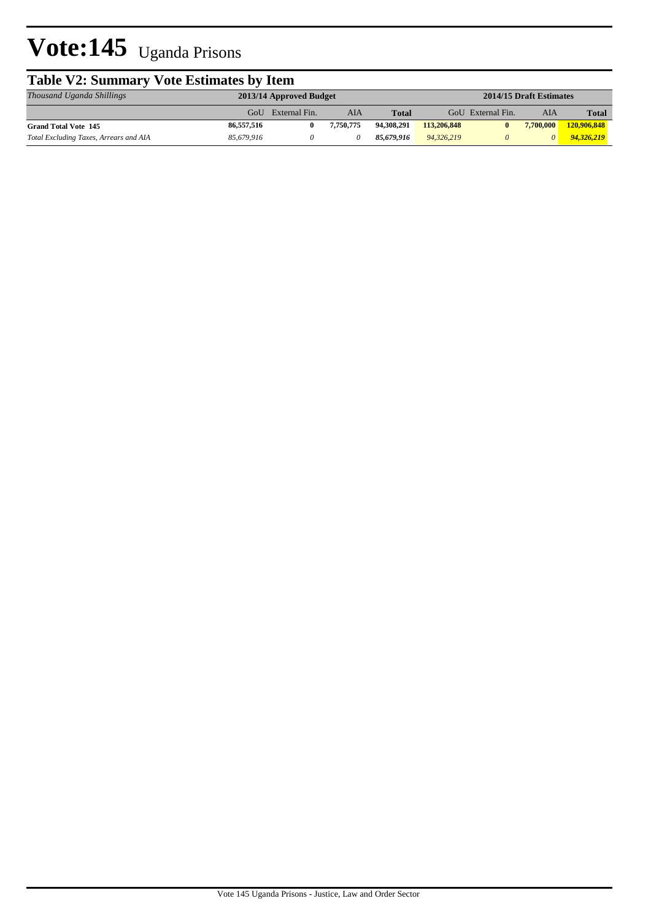# Vote:145 Uganda Prisons

## Table V2: Summary Vote Estimates by Item

| *Thousand Uganda Shillings* | 2013/14 Approved Budget | | | | 2014/15 Draft Estimates | | | |
|---|---|---|---|---|---|---|---|---|
| | GoU | External Fin. | AIA | **Total** | GoU | External Fin. | AIA | **Total** |
| **Grand Total Vote 145** | **86,557,516** | **0** | **7,750,775** | **94,308,291** | **113,206,848** | **0** | **7,700,000** | **120,906,848** |
| *Total Excluding Taxes, Arrears and AIA* | *85,679,916* | *0* | *0* | ***85,679,916*** | *94,326,219* | *0* | *0* | ***94,326,219*** |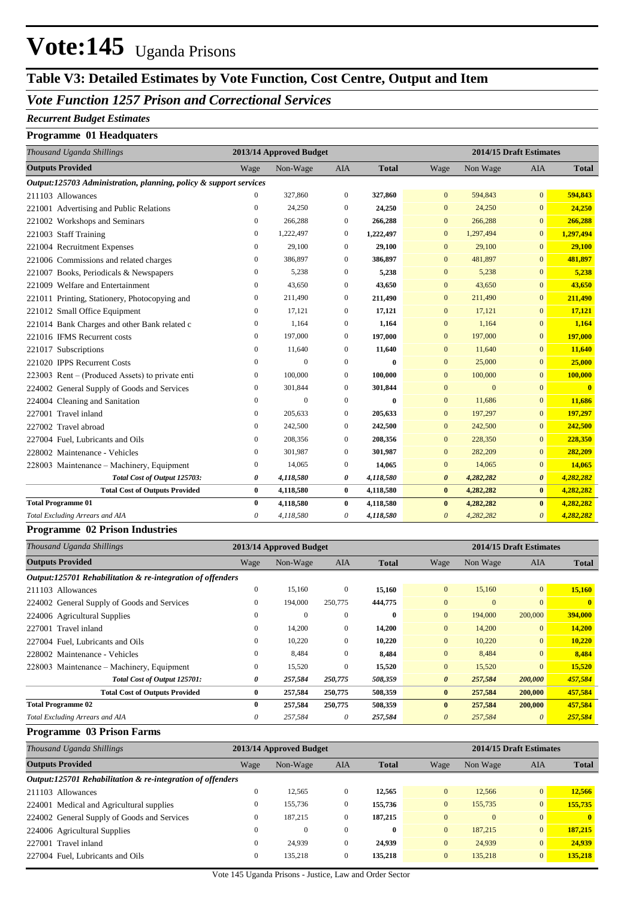# Vote:145 Uganda Prisons

## Table V3: Detailed Estimates by Vote Function, Cost Centre, Output and Item

### *Vote Function 1257 Prison and Correctional Services*

#### *Recurrent Budget Estimates*

#### Programme 01 Headquaters

| *Thousand Uganda Shillings* | 2013/14 Approved Budget | | | | 2014/15 Draft Estimates | | | |
|---|---|---|---|---|---|---|---|---|
| **Outputs Provided** | Wage | Non-Wage | AIA | **Total** | Wage | Non Wage | AIA | **Total** |
| ***Output:125703 Administration, planning, policy & support services*** | | | | | | | | |
| 211103 Allowances | 0 | 327,860 | 0 | **327,860** | 0 | 594,843 | 0 | **594,843** |
| 221001 Advertising and Public Relations | 0 | 24,250 | 0 | **24,250** | 0 | 24,250 | 0 | **24,250** |
| 221002 Workshops and Seminars | 0 | 266,288 | 0 | **266,288** | 0 | 266,288 | 0 | **266,288** |
| 221003 Staff Training | 0 | 1,222,497 | 0 | **1,222,497** | 0 | 1,297,494 | 0 | **1,297,494** |
| 221004 Recruitment Expenses | 0 | 29,100 | 0 | **29,100** | 0 | 29,100 | 0 | **29,100** |
| 221006 Commissions and related charges | 0 | 386,897 | 0 | **386,897** | 0 | 481,897 | 0 | **481,897** |
| 221007 Books, Periodicals & Newspapers | 0 | 5,238 | 0 | **5,238** | 0 | 5,238 | 0 | **5,238** |
| 221009 Welfare and Entertainment | 0 | 43,650 | 0 | **43,650** | 0 | 43,650 | 0 | **43,650** |
| 221011 Printing, Stationery, Photocopying and | 0 | 211,490 | 0 | **211,490** | 0 | 211,490 | 0 | **211,490** |
| 221012 Small Office Equipment | 0 | 17,121 | 0 | **17,121** | 0 | 17,121 | 0 | **17,121** |
| 221014 Bank Charges and other Bank related c | 0 | 1,164 | 0 | **1,164** | 0 | 1,164 | 0 | **1,164** |
| 221016 IFMS Recurrent costs | 0 | 197,000 | 0 | **197,000** | 0 | 197,000 | 0 | **197,000** |
| 221017 Subscriptions | 0 | 11,640 | 0 | **11,640** | 0 | 11,640 | 0 | **11,640** |
| 221020 IPPS Recurrent Costs | 0 | 0 | 0 | **0** | 0 | 25,000 | 0 | **25,000** |
| 223003 Rent – (Produced Assets) to private enti | 0 | 100,000 | 0 | **100,000** | 0 | 100,000 | 0 | **100,000** |
| 224002 General Supply of Goods and Services | 0 | 301,844 | 0 | **301,844** | 0 | 0 | 0 | **0** |
| 224004 Cleaning and Sanitation | 0 | 0 | 0 | **0** | 0 | 11,686 | 0 | **11,686** |
| 227001 Travel inland | 0 | 205,633 | 0 | **205,633** | 0 | 197,297 | 0 | **197,297** |
| 227002 Travel abroad | 0 | 242,500 | 0 | **242,500** | 0 | 242,500 | 0 | **242,500** |
| 227004 Fuel, Lubricants and Oils | 0 | 208,356 | 0 | **208,356** | 0 | 228,350 | 0 | **228,350** |
| 228002 Maintenance - Vehicles | 0 | 301,987 | 0 | **301,987** | 0 | 282,209 | 0 | **282,209** |
| 228003 Maintenance – Machinery, Equipment | 0 | 14,065 | 0 | **14,065** | 0 | 14,065 | 0 | **14,065** |
| ***Total Cost of Output 125703:*** | ***0*** | ***4,118,580*** | ***0*** | ***4,118,580*** | ***0*** | ***4,282,282*** | ***0*** | ***4,282,282*** |
| **Total Cost of Outputs Provided** | **0** | **4,118,580** | **0** | **4,118,580** | **0** | **4,282,282** | **0** | **4,282,282** |
| **Total Programme 01** | **0** | **4,118,580** | **0** | **4,118,580** | **0** | **4,282,282** | **0** | **4,282,282** |
| *Total Excluding Arrears and AIA* | *0* | *4,118,580* | *0* | *4,118,580* | *0* | *4,282,282* | *0* | *4,282,282* |

#### Programme 02 Prison Industries

| *Thousand Uganda Shillings* | 2013/14 Approved Budget | | | | 2014/15 Draft Estimates | | | |
|---|---|---|---|---|---|---|---|---|
| **Outputs Provided** | Wage | Non-Wage | AIA | **Total** | Wage | Non Wage | AIA | **Total** |
| ***Output:125701 Rehabilitation & re-integration of offenders*** | | | | | | | | |
| 211103 Allowances | 0 | 15,160 | 0 | **15,160** | 0 | 15,160 | 0 | **15,160** |
| 224002 General Supply of Goods and Services | 0 | 194,000 | 250,775 | **444,775** | 0 | 0 | 0 | **0** |
| 224006 Agricultural Supplies | 0 | 0 | 0 | **0** | 0 | 194,000 | 200,000 | **394,000** |
| 227001 Travel inland | 0 | 14,200 | 0 | **14,200** | 0 | 14,200 | 0 | **14,200** |
| 227004 Fuel, Lubricants and Oils | 0 | 10,220 | 0 | **10,220** | 0 | 10,220 | 0 | **10,220** |
| 228002 Maintenance - Vehicles | 0 | 8,484 | 0 | **8,484** | 0 | 8,484 | 0 | **8,484** |
| 228003 Maintenance – Machinery, Equipment | 0 | 15,520 | 0 | **15,520** | 0 | 15,520 | 0 | **15,520** |
| ***Total Cost of Output 125701:*** | ***0*** | ***257,584*** | ***250,775*** | ***508,359*** | ***0*** | ***257,584*** | ***200,000*** | ***457,584*** |
| **Total Cost of Outputs Provided** | **0** | **257,584** | **250,775** | **508,359** | **0** | **257,584** | **200,000** | **457,584** |
| **Total Programme 02** | **0** | **257,584** | **250,775** | **508,359** | **0** | **257,584** | **200,000** | **457,584** |
| *Total Excluding Arrears and AIA* | *0* | *257,584* | *0* | *257,584* | *0* | *257,584* | *0* | *257,584* |

#### Programme 03 Prison Farms

| *Thousand Uganda Shillings* | 2013/14 Approved Budget | | | | 2014/15 Draft Estimates | | | |
|---|---|---|---|---|---|---|---|---|
| **Outputs Provided** | Wage | Non-Wage | AIA | **Total** | Wage | Non Wage | AIA | **Total** |
| ***Output:125701 Rehabilitation & re-integration of offenders*** | | | | | | | | |
| 211103 Allowances | 0 | 12,565 | 0 | **12,565** | 0 | 12,566 | 0 | **12,566** |
| 224001 Medical and Agricultural supplies | 0 | 155,736 | 0 | **155,736** | 0 | 155,735 | 0 | **155,735** |
| 224002 General Supply of Goods and Services | 0 | 187,215 | 0 | **187,215** | 0 | 0 | 0 | **0** |
| 224006 Agricultural Supplies | 0 | 0 | 0 | **0** | 0 | 187,215 | 0 | **187,215** |
| 227001 Travel inland | 0 | 24,939 | 0 | **24,939** | 0 | 24,939 | 0 | **24,939** |
| 227004 Fuel, Lubricants and Oils | 0 | 135,218 | 0 | **135,218** | 0 | 135,218 | 0 | **135,218** |

Vote 145 Uganda Prisons - Justice, Law and Order Sector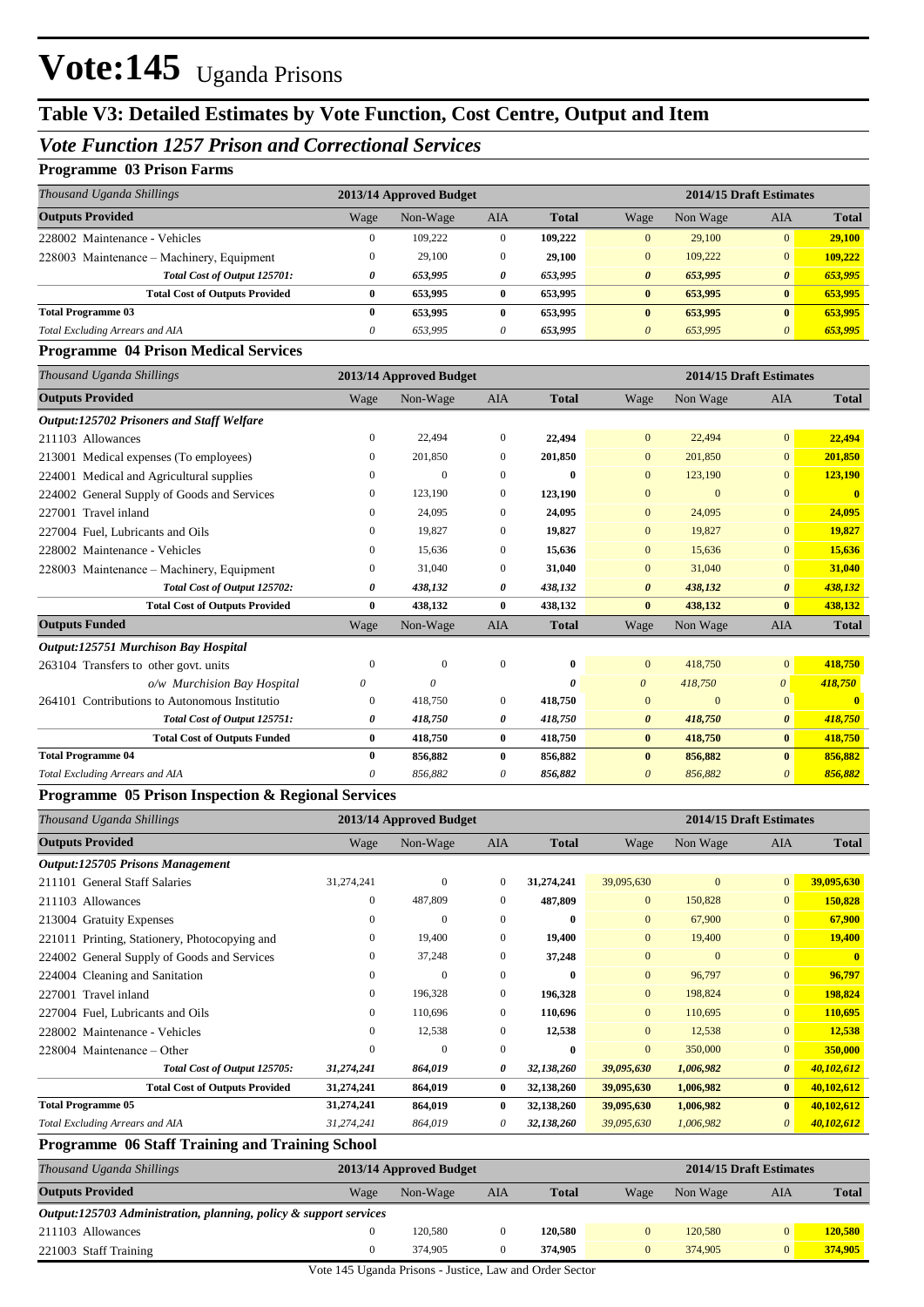# Vote:145 Uganda Prisons

## Table V3: Detailed Estimates by Vote Function, Cost Centre, Output and Item

### *Vote Function 1257 Prison and Correctional Services*

#### Programme 03 Prison Farms

| *Thousand Uganda Shillings* | 2013/14 Approved Budget | | | | 2014/15 Draft Estimates | | | |
|---|---|---|---|---|---|---|---|---|
| **Outputs Provided** | Wage | Non-Wage | AIA | **Total** | Wage | Non Wage | AIA | **Total** |
| 228002 Maintenance - Vehicles | 0 | 109,222 | 0 | **109,222** | 0 | 29,100 | 0 | **29,100** |
| 228003 Maintenance – Machinery, Equipment | 0 | 29,100 | 0 | **29,100** | 0 | 109,222 | 0 | **109,222** |
| *Total Cost of Output 125701:* | *0* | *653,995* | *0* | *653,995* | *0* | *653,995* | *0* | *653,995* |
| **Total Cost of Outputs Provided** | **0** | **653,995** | **0** | **653,995** | **0** | **653,995** | **0** | **653,995** |
| **Total Programme 03** | **0** | **653,995** | **0** | **653,995** | **0** | **653,995** | **0** | **653,995** |
| *Total Excluding Arrears and AIA* | *0* | *653,995* | *0* | *653,995* | *0* | *653,995* | *0* | *653,995* |

#### Programme 04 Prison Medical Services

| *Thousand Uganda Shillings* | 2013/14 Approved Budget | | | | 2014/15 Draft Estimates | | | |
|---|---|---|---|---|---|---|---|---|
| **Outputs Provided** | Wage | Non-Wage | AIA | **Total** | Wage | Non Wage | AIA | **Total** |
| ***Output:125702 Prisoners and Staff Welfare*** | | | | | | | | |
| 211103 Allowances | 0 | 22,494 | 0 | **22,494** | 0 | 22,494 | 0 | **22,494** |
| 213001 Medical expenses (To employees) | 0 | 201,850 | 0 | **201,850** | 0 | 201,850 | 0 | **201,850** |
| 224001 Medical and Agricultural supplies | 0 | 0 | 0 | **0** | 0 | 123,190 | 0 | **123,190** |
| 224002 General Supply of Goods and Services | 0 | 123,190 | 0 | **123,190** | 0 | 0 | 0 | **0** |
| 227001 Travel inland | 0 | 24,095 | 0 | **24,095** | 0 | 24,095 | 0 | **24,095** |
| 227004 Fuel, Lubricants and Oils | 0 | 19,827 | 0 | **19,827** | 0 | 19,827 | 0 | **19,827** |
| 228002 Maintenance - Vehicles | 0 | 15,636 | 0 | **15,636** | 0 | 15,636 | 0 | **15,636** |
| 228003 Maintenance – Machinery, Equipment | 0 | 31,040 | 0 | **31,040** | 0 | 31,040 | 0 | **31,040** |
| *Total Cost of Output 125702:* | *0* | *438,132* | *0* | *438,132* | *0* | *438,132* | *0* | *438,132* |
| **Total Cost of Outputs Provided** | **0** | **438,132** | **0** | **438,132** | **0** | **438,132** | **0** | **438,132** |
| **Outputs Funded** | Wage | Non-Wage | AIA | **Total** | Wage | Non Wage | AIA | **Total** |
| ***Output:125751 Murchison Bay Hospital*** | | | | | | | | |
| 263104 Transfers to other govt. units | 0 | 0 | 0 | **0** | 0 | 418,750 | 0 | **418,750** |
| *o/w Murchison Bay Hospital* | *0* | *0* | | *0* | *0* | *418,750* | *0* | *418,750* |
| 264101 Contributions to Autonomous Institutio | 0 | 418,750 | 0 | **418,750** | 0 | 0 | 0 | **0** |
| *Total Cost of Output 125751:* | *0* | *418,750* | *0* | *418,750* | *0* | *418,750* | *0* | *418,750* |
| **Total Cost of Outputs Funded** | **0** | **418,750** | **0** | **418,750** | **0** | **418,750** | **0** | **418,750** |
| **Total Programme 04** | **0** | **856,882** | **0** | **856,882** | **0** | **856,882** | **0** | **856,882** |
| *Total Excluding Arrears and AIA* | *0* | *856,882* | *0* | *856,882* | *0* | *856,882* | *0* | *856,882* |

#### Programme 05 Prison Inspection & Regional Services

| *Thousand Uganda Shillings* | 2013/14 Approved Budget | | | | 2014/15 Draft Estimates | | | |
|---|---|---|---|---|---|---|---|---|
| **Outputs Provided** | Wage | Non-Wage | AIA | **Total** | Wage | Non Wage | AIA | **Total** |
| ***Output:125705 Prisons Management*** | | | | | | | | |
| 211101 General Staff Salaries | 31,274,241 | 0 | 0 | **31,274,241** | 39,095,630 | 0 | 0 | **39,095,630** |
| 211103 Allowances | 0 | 487,809 | 0 | **487,809** | 0 | 150,828 | 0 | **150,828** |
| 213004 Gratuity Expenses | 0 | 0 | 0 | **0** | 0 | 67,900 | 0 | **67,900** |
| 221011 Printing, Stationery, Photocopying and | 0 | 19,400 | 0 | **19,400** | 0 | 19,400 | 0 | **19,400** |
| 224002 General Supply of Goods and Services | 0 | 37,248 | 0 | **37,248** | 0 | 0 | 0 | **0** |
| 224004 Cleaning and Sanitation | 0 | 0 | 0 | **0** | 0 | 96,797 | 0 | **96,797** |
| 227001 Travel inland | 0 | 196,328 | 0 | **196,328** | 0 | 198,824 | 0 | **198,824** |
| 227004 Fuel, Lubricants and Oils | 0 | 110,696 | 0 | **110,696** | 0 | 110,695 | 0 | **110,695** |
| 228002 Maintenance - Vehicles | 0 | 12,538 | 0 | **12,538** | 0 | 12,538 | 0 | **12,538** |
| 228004 Maintenance – Other | 0 | 0 | 0 | **0** | 0 | 350,000 | 0 | **350,000** |
| *Total Cost of Output 125705:* | *31,274,241* | *864,019* | *0* | *32,138,260* | *39,095,630* | *1,006,982* | *0* | *40,102,612* |
| **Total Cost of Outputs Provided** | **31,274,241** | **864,019** | **0** | **32,138,260** | **39,095,630** | **1,006,982** | **0** | **40,102,612** |
| **Total Programme 05** | **31,274,241** | **864,019** | **0** | **32,138,260** | **39,095,630** | **1,006,982** | **0** | **40,102,612** |
| *Total Excluding Arrears and AIA* | *31,274,241* | *864,019* | *0* | *32,138,260* | *39,095,630* | *1,006,982* | *0* | *40,102,612* |

#### Programme 06 Staff Training and Training School

| *Thousand Uganda Shillings* | 2013/14 Approved Budget | | | | 2014/15 Draft Estimates | | | |
|---|---|---|---|---|---|---|---|---|
| **Outputs Provided** | Wage | Non-Wage | AIA | **Total** | Wage | Non Wage | AIA | **Total** |
| ***Output:125703 Administration, planning, policy & support services*** | | | | | | | | |
| 211103 Allowances | 0 | 120,580 | 0 | **120,580** | 0 | 120,580 | 0 | **120,580** |
| 221003 Staff Training | 0 | 374,905 | 0 | **374,905** | 0 | 374,905 | 0 | **374,905** |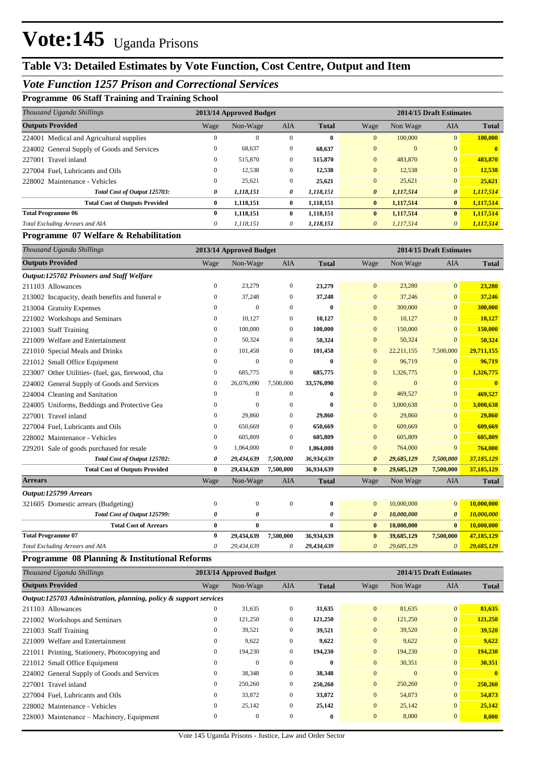# Vote:145 Uganda Prisons

## Table V3: Detailed Estimates by Vote Function, Cost Centre, Output and Item

### *Vote Function 1257 Prison and Correctional Services*

#### Programme 06 Staff Training and Training School

| *Thousand Uganda Shillings* | 2013/14 Approved Budget | | | | 2014/15 Draft Estimates | | | |
|---|---|---|---|---|---|---|---|---|
| **Outputs Provided** | Wage | Non-Wage | AIA | **Total** | Wage | Non Wage | AIA | **Total** |
| 224001 Medical and Agricultural supplies | 0 | 0 | 0 | **0** | 0 | 100,000 | 0 | **100,000** |
| 224002 General Supply of Goods and Services | 0 | 68,637 | 0 | **68,637** | 0 | 0 | 0 | **0** |
| 227001 Travel inland | 0 | 515,870 | 0 | **515,870** | 0 | 483,870 | 0 | **483,870** |
| 227004 Fuel, Lubricants and Oils | 0 | 12,538 | 0 | **12,538** | 0 | 12,538 | 0 | **12,538** |
| 228002 Maintenance - Vehicles | 0 | 25,621 | 0 | **25,621** | 0 | 25,621 | 0 | **25,621** |
| ***Total Cost of Output 125703:*** | ***0*** | ***1,118,151*** | ***0*** | ***1,118,151*** | ***0*** | ***1,117,514*** | ***0*** | ***1,117,514*** |
| **Total Cost of Outputs Provided** | **0** | **1,118,151** | **0** | **1,118,151** | **0** | **1,117,514** | **0** | **1,117,514** |
| **Total Programme 06** | **0** | **1,118,151** | **0** | **1,118,151** | **0** | **1,117,514** | **0** | **1,117,514** |
| *Total Excluding Arrears and AIA* | *0* | *1,118,151* | *0* | ***1,118,151*** | *0* | *1,117,514* | *0* | ***1,117,514*** |

#### Programme 07 Welfare & Rehabilitation

| *Thousand Uganda Shillings* | 2013/14 Approved Budget | | | | 2014/15 Draft Estimates | | | |
|---|---|---|---|---|---|---|---|---|
| **Outputs Provided** | Wage | Non-Wage | AIA | **Total** | Wage | Non Wage | AIA | **Total** |
| ***Output:125702 Prisoners and Staff Welfare*** | | | | | | | | |
| 211103 Allowances | 0 | 23,279 | 0 | **23,279** | 0 | 23,280 | 0 | **23,280** |
| 213002 Incapacity, death benefits and funeral e | 0 | 37,248 | 0 | **37,248** | 0 | 37,246 | 0 | **37,246** |
| 213004 Gratuity Expenses | 0 | 0 | 0 | **0** | 0 | 300,000 | 0 | **300,000** |
| 221002 Workshops and Seminars | 0 | 10,127 | 0 | **10,127** | 0 | 10,127 | 0 | **10,127** |
| 221003 Staff Training | 0 | 100,000 | 0 | **100,000** | 0 | 150,000 | 0 | **150,000** |
| 221009 Welfare and Entertainment | 0 | 50,324 | 0 | **50,324** | 0 | 50,324 | 0 | **50,324** |
| 221010 Special Meals and Drinks | 0 | 101,458 | 0 | **101,458** | 0 | 22,211,155 | 7,500,000 | **29,711,155** |
| 221012 Small Office Equipment | 0 | 0 | 0 | **0** | 0 | 96,719 | 0 | **96,719** |
| 223007 Other Utilities- (fuel, gas, firewood, cha | 0 | 685,775 | 0 | **685,775** | 0 | 1,326,775 | 0 | **1,326,775** |
| 224002 General Supply of Goods and Services | 0 | 26,076,090 | 7,500,000 | **33,576,090** | 0 | 0 | 0 | **0** |
| 224004 Cleaning and Sanitation | 0 | 0 | 0 | **0** | 0 | 469,527 | 0 | **469,527** |
| 224005 Uniforms, Beddings and Protective Gea | 0 | 0 | 0 | **0** | 0 | 3,000,638 | 0 | **3,000,638** |
| 227001 Travel inland | 0 | 29,860 | 0 | **29,860** | 0 | 29,860 | 0 | **29,860** |
| 227004 Fuel, Lubricants and Oils | 0 | 650,669 | 0 | **650,669** | 0 | 609,669 | 0 | **609,669** |
| 228002 Maintenance - Vehicles | 0 | 605,809 | 0 | **605,809** | 0 | 605,809 | 0 | **605,809** |
| 229201 Sale of goods purchased for resale | 0 | 1,064,000 | 0 | **1,064,000** | 0 | 764,000 | 0 | **764,000** |
| ***Total Cost of Output 125702:*** | ***0*** | ***29,434,639*** | ***7,500,000*** | ***36,934,639*** | ***0*** | ***29,685,129*** | ***7,500,000*** | ***37,185,129*** |
| **Total Cost of Outputs Provided** | **0** | **29,434,639** | **7,500,000** | **36,934,639** | **0** | **29,685,129** | **7,500,000** | **37,185,129** |
| **Arrears** | Wage | Non-Wage | AIA | **Total** | Wage | Non Wage | AIA | **Total** |
| ***Output:125799 Arrears*** | | | | | | | | |
| 321605 Domestic arrears (Budgeting) | 0 | 0 | 0 | **0** | 0 | 10,000,000 | 0 | **10,000,000** |
| ***Total Cost of Output 125799:*** | ***0*** | ***0*** | | ***0*** | ***0*** | ***10,000,000*** | ***0*** | ***10,000,000*** |
| **Total Cost of Arrears** | **0** | **0** | | **0** | **0** | **10,000,000** | **0** | **10,000,000** |
| **Total Programme 07** | **0** | **29,434,639** | **7,500,000** | **36,934,639** | **0** | **39,685,129** | **7,500,000** | **47,185,129** |
| *Total Excluding Arrears and AIA* | *0* | *29,434,639* | *0* | *29,434,639* | *0* | *29,685,129* | *0* | ***29,685,129*** |

#### Programme 08 Planning & Institutional Reforms

| *Thousand Uganda Shillings* | 2013/14 Approved Budget | | | | 2014/15 Draft Estimates | | | |
|---|---|---|---|---|---|---|---|---|
| **Outputs Provided** | Wage | Non-Wage | AIA | **Total** | Wage | Non Wage | AIA | **Total** |
| ***Output:125703 Administration, planning, policy & support services*** | | | | | | | | |
| 211103 Allowances | 0 | 31,635 | 0 | **31,635** | 0 | 81,635 | 0 | **81,635** |
| 221002 Workshops and Seminars | 0 | 121,250 | 0 | **121,250** | 0 | 121,250 | 0 | **121,250** |
| 221003 Staff Training | 0 | 39,521 | 0 | **39,521** | 0 | 39,520 | 0 | **39,520** |
| 221009 Welfare and Entertainment | 0 | 9,622 | 0 | **9,622** | 0 | 9,622 | 0 | **9,622** |
| 221011 Printing, Stationery, Photocopying and | 0 | 194,230 | 0 | **194,230** | 0 | 194,230 | 0 | **194,230** |
| 221012 Small Office Equipment | 0 | 0 | 0 | **0** | 0 | 30,351 | 0 | **30,351** |
| 224002 General Supply of Goods and Services | 0 | 38,348 | 0 | **38,348** | 0 | 0 | 0 | **0** |
| 227001 Travel inland | 0 | 250,260 | 0 | **250,260** | 0 | 250,260 | 0 | **250,260** |
| 227004 Fuel, Lubricants and Oils | 0 | 33,872 | 0 | **33,872** | 0 | 54,873 | 0 | **54,873** |
| 228002 Maintenance - Vehicles | 0 | 25,142 | 0 | **25,142** | 0 | 25,142 | 0 | **25,142** |
| 228003 Maintenance – Machinery, Equipment | 0 | 0 | 0 | **0** | 0 | 8,000 | 0 | **8,000** |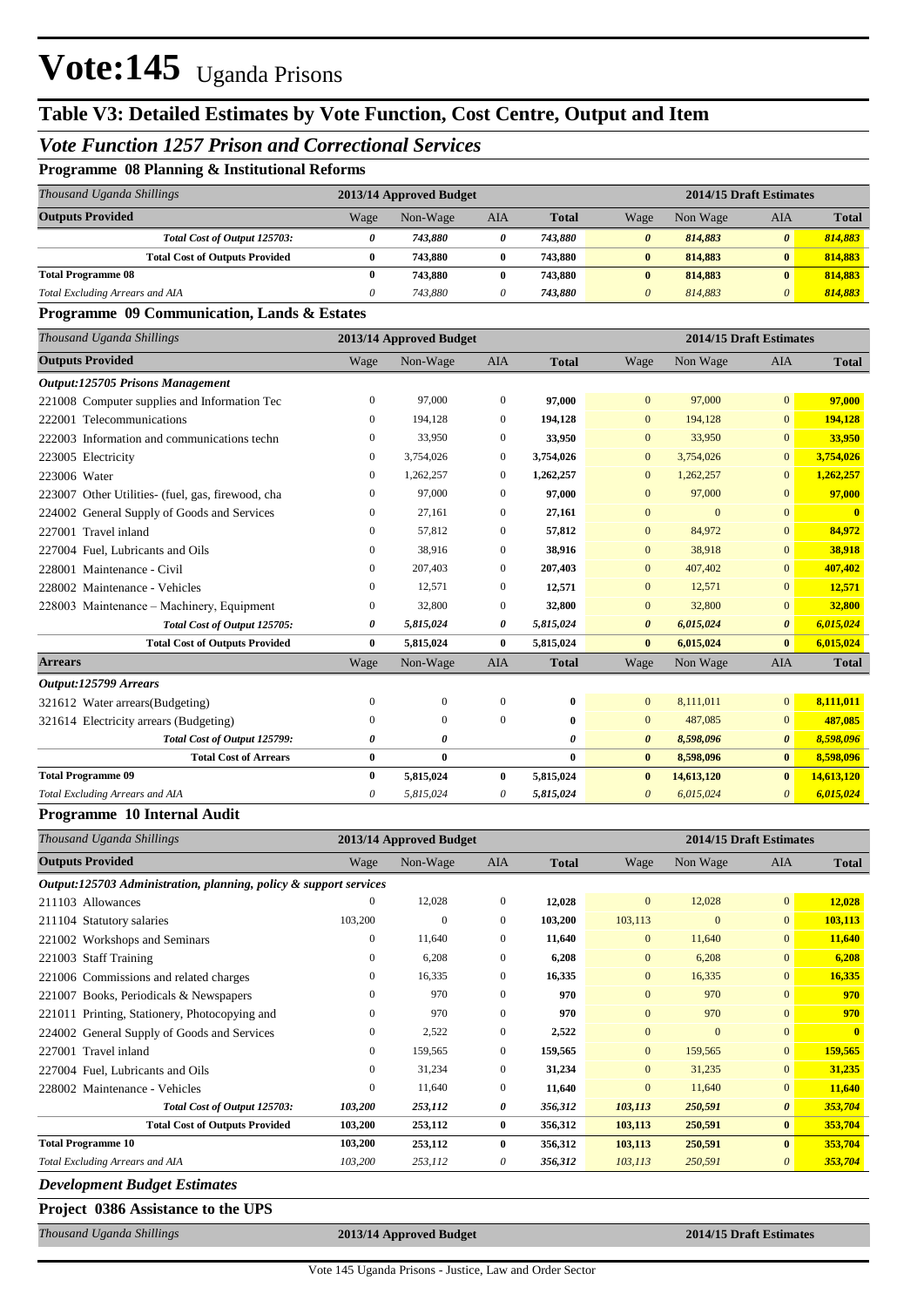# Vote:145 Uganda Prisons

## Table V3: Detailed Estimates by Vote Function, Cost Centre, Output and Item

### *Vote Function 1257 Prison and Correctional Services*

**Programme 08 Planning & Institutional Reforms**

| *Thousand Uganda Shillings* | 2013/14 Approved Budget | | | | 2014/15 Draft Estimates | | | |
|---|---|---|---|---|---|---|---|---|
| **Outputs Provided** | Wage | Non-Wage | AIA | **Total** | Wage | Non Wage | AIA | **Total** |
| ***Total Cost of Output 125703:*** | ***0*** | ***743,880*** | ***0*** | ***743,880*** | ***0*** | ***814,883*** | ***0*** | ***814,883*** |
| **Total Cost of Outputs Provided** | **0** | **743,880** | **0** | **743,880** | **0** | **814,883** | **0** | **814,883** |
| **Total Programme 08** | **0** | **743,880** | **0** | **743,880** | **0** | **814,883** | **0** | **814,883** |
| *Total Excluding Arrears and AIA* | *0* | *743,880* | *0* | *743,880* | *0* | *814,883* | *0* | *814,883* |

**Programme 09 Communication, Lands & Estates**

| *Thousand Uganda Shillings* | 2013/14 Approved Budget | | | | 2014/15 Draft Estimates | | | |
|---|---|---|---|---|---|---|---|---|
| **Outputs Provided** | Wage | Non-Wage | AIA | **Total** | Wage | Non Wage | AIA | **Total** |
| ***Output:125705 Prisons Management*** | | | | | | | | |
| 221008 Computer supplies and Information Tec | 0 | 97,000 | 0 | **97,000** | 0 | 97,000 | 0 | **97,000** |
| 222001 Telecommunications | 0 | 194,128 | 0 | **194,128** | 0 | 194,128 | 0 | **194,128** |
| 222003 Information and communications techn | 0 | 33,950 | 0 | **33,950** | 0 | 33,950 | 0 | **33,950** |
| 223005 Electricity | 0 | 3,754,026 | 0 | **3,754,026** | 0 | 3,754,026 | 0 | **3,754,026** |
| 223006 Water | 0 | 1,262,257 | 0 | **1,262,257** | 0 | 1,262,257 | 0 | **1,262,257** |
| 223007 Other Utilities- (fuel, gas, firewood, cha | 0 | 97,000 | 0 | **97,000** | 0 | 97,000 | 0 | **97,000** |
| 224002 General Supply of Goods and Services | 0 | 27,161 | 0 | **27,161** | 0 | 0 | 0 | **0** |
| 227001 Travel inland | 0 | 57,812 | 0 | **57,812** | 0 | 84,972 | 0 | **84,972** |
| 227004 Fuel, Lubricants and Oils | 0 | 38,916 | 0 | **38,916** | 0 | 38,918 | 0 | **38,918** |
| 228001 Maintenance - Civil | 0 | 207,403 | 0 | **207,403** | 0 | 407,402 | 0 | **407,402** |
| 228002 Maintenance - Vehicles | 0 | 12,571 | 0 | **12,571** | 0 | 12,571 | 0 | **12,571** |
| 228003 Maintenance – Machinery, Equipment | 0 | 32,800 | 0 | **32,800** | 0 | 32,800 | 0 | **32,800** |
| ***Total Cost of Output 125705:*** | ***0*** | ***5,815,024*** | ***0*** | ***5,815,024*** | ***0*** | ***6,015,024*** | ***0*** | ***6,015,024*** |
| **Total Cost of Outputs Provided** | **0** | **5,815,024** | **0** | **5,815,024** | **0** | **6,015,024** | **0** | **6,015,024** |
| **Arrears** | Wage | Non-Wage | AIA | **Total** | Wage | Non Wage | AIA | **Total** |
| ***Output:125799 Arrears*** | | | | | | | | |
| 321612 Water arrears(Budgeting) | 0 | 0 | 0 | **0** | 0 | 8,111,011 | 0 | **8,111,011** |
| 321614 Electricity arrears (Budgeting) | 0 | 0 | 0 | **0** | 0 | 487,085 | 0 | **487,085** |
| ***Total Cost of Output 125799:*** | ***0*** | ***0*** | | ***0*** | ***0*** | ***8,598,096*** | ***0*** | ***8,598,096*** |
| **Total Cost of Arrears** | **0** | **0** | | **0** | **0** | **8,598,096** | **0** | **8,598,096** |
| **Total Programme 09** | **0** | **5,815,024** | **0** | **5,815,024** | **0** | **14,613,120** | **0** | **14,613,120** |
| *Total Excluding Arrears and AIA* | *0* | *5,815,024* | *0* | *5,815,024* | *0* | *6,015,024* | *0* | *6,015,024* |

**Programme 10 Internal Audit**

| *Thousand Uganda Shillings* | 2013/14 Approved Budget | | | | 2014/15 Draft Estimates | | | |
|---|---|---|---|---|---|---|---|---|
| **Outputs Provided** | Wage | Non-Wage | AIA | **Total** | Wage | Non Wage | AIA | **Total** |
| ***Output:125703 Administration, planning, policy & support services*** | | | | | | | | |
| 211103 Allowances | 0 | 12,028 | 0 | **12,028** | 0 | 12,028 | 0 | **12,028** |
| 211104 Statutory salaries | 103,200 | 0 | 0 | **103,200** | 103,113 | 0 | 0 | **103,113** |
| 221002 Workshops and Seminars | 0 | 11,640 | 0 | **11,640** | 0 | 11,640 | 0 | **11,640** |
| 221003 Staff Training | 0 | 6,208 | 0 | **6,208** | 0 | 6,208 | 0 | **6,208** |
| 221006 Commissions and related charges | 0 | 16,335 | 0 | **16,335** | 0 | 16,335 | 0 | **16,335** |
| 221007 Books, Periodicals & Newspapers | 0 | 970 | 0 | **970** | 0 | 970 | 0 | **970** |
| 221011 Printing, Stationery, Photocopying and | 0 | 970 | 0 | **970** | 0 | 970 | 0 | **970** |
| 224002 General Supply of Goods and Services | 0 | 2,522 | 0 | **2,522** | 0 | 0 | 0 | **0** |
| 227001 Travel inland | 0 | 159,565 | 0 | **159,565** | 0 | 159,565 | 0 | **159,565** |
| 227004 Fuel, Lubricants and Oils | 0 | 31,234 | 0 | **31,234** | 0 | 31,235 | 0 | **31,235** |
| 228002 Maintenance - Vehicles | 0 | 11,640 | 0 | **11,640** | 0 | 11,640 | 0 | **11,640** |
| ***Total Cost of Output 125703:*** | ***103,200*** | ***253,112*** | ***0*** | ***356,312*** | ***103,113*** | ***250,591*** | ***0*** | ***353,704*** |
| **Total Cost of Outputs Provided** | **103,200** | **253,112** | **0** | **356,312** | **103,113** | **250,591** | **0** | **353,704** |
| **Total Programme 10** | **103,200** | **253,112** | **0** | **356,312** | **103,113** | **250,591** | **0** | **353,704** |
| *Total Excluding Arrears and AIA* | *103,200* | *253,112* | *0* | *356,312* | *103,113* | *250,591* | *0* | *353,704* |

### *Development Budget Estimates*

**Project 0386 Assistance to the UPS**

| *Thousand Uganda Shillings* | 2013/14 Approved Budget | 2014/15 Draft Estimates |
|---|---|---|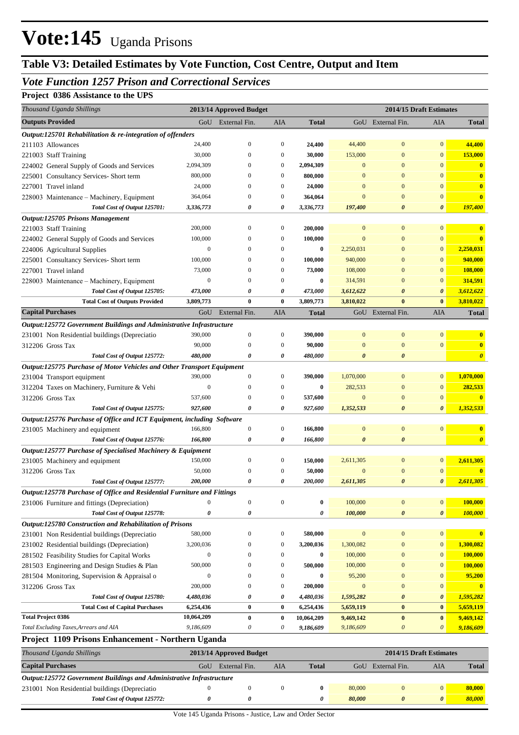# Vote:145 Uganda Prisons

## Table V3: Detailed Estimates by Vote Function, Cost Centre, Output and Item

### *Vote Function 1257 Prison and Correctional Services*

**Project 0386 Assistance to the UPS**

| *Thousand Uganda Shillings* | 2013/14 Approved Budget | | | | 2014/15 Draft Estimates | | | |
|---|---|---|---|---|---|---|---|---|
| **Outputs Provided** | GoU | External Fin. | AIA | **Total** | GoU | External Fin. | AIA | **Total** |
| ***Output:125701 Rehabilitation & re-integration of offenders*** | | | | | | | | |
| 211103 Allowances | 24,400 | 0 | 0 | **24,400** | 44,400 | 0 | 0 | **44,400** |
| 221003 Staff Training | 30,000 | 0 | 0 | **30,000** | 153,000 | 0 | 0 | **153,000** |
| 224002 General Supply of Goods and Services | 2,094,309 | 0 | 0 | **2,094,309** | 0 | 0 | 0 | **0** |
| 225001 Consultancy Services- Short term | 800,000 | 0 | 0 | **800,000** | 0 | 0 | 0 | **0** |
| 227001 Travel inland | 24,000 | 0 | 0 | **24,000** | 0 | 0 | 0 | **0** |
| 228003 Maintenance – Machinery, Equipment | 364,064 | 0 | 0 | **364,064** | 0 | 0 | 0 | **0** |
| ***Total Cost of Output 125701:*** | ***3,336,773*** | ***0*** | ***0*** | ***3,336,773*** | ***197,400*** | ***0*** | ***0*** | ***197,400*** |
| ***Output:125705 Prisons Management*** | | | | | | | | |
| 221003 Staff Training | 200,000 | 0 | 0 | **200,000** | 0 | 0 | 0 | **0** |
| 224002 General Supply of Goods and Services | 100,000 | 0 | 0 | **100,000** | 0 | 0 | 0 | **0** |
| 224006 Agricultural Supplies | 0 | 0 | 0 | **0** | 2,250,031 | 0 | 0 | **2,250,031** |
| 225001 Consultancy Services- Short term | 100,000 | 0 | 0 | **100,000** | 940,000 | 0 | 0 | **940,000** |
| 227001 Travel inland | 73,000 | 0 | 0 | **73,000** | 108,000 | 0 | 0 | **108,000** |
| 228003 Maintenance – Machinery, Equipment | 0 | 0 | 0 | **0** | 314,591 | 0 | 0 | **314,591** |
| ***Total Cost of Output 125705:*** | ***473,000*** | ***0*** | ***0*** | ***473,000*** | ***3,612,622*** | ***0*** | ***0*** | ***3,612,622*** |
| **Total Cost of Outputs Provided** | **3,809,773** | **0** | **0** | **3,809,773** | **3,810,022** | **0** | **0** | **3,810,022** |
| **Capital Purchases** | GoU | External Fin. | AIA | **Total** | GoU | External Fin. | AIA | **Total** |
| ***Output:125772 Government Buildings and Administrative Infrastructure*** | | | | | | | | |
| 231001 Non Residential buildings (Depreciatio | 390,000 | 0 | 0 | **390,000** | 0 | 0 | 0 | **0** |
| 312206 Gross Tax | 90,000 | 0 | 0 | **90,000** | 0 | 0 | 0 | **0** |
| ***Total Cost of Output 125772:*** | ***480,000*** | ***0*** | ***0*** | ***480,000*** | ***0*** | ***0*** | | ***0*** |
| ***Output:125775 Purchase of Motor Vehicles and Other Transport Equipment*** | | | | | | | | |
| 231004 Transport equipment | 390,000 | 0 | 0 | **390,000** | 1,070,000 | 0 | 0 | **1,070,000** |
| 312204 Taxes on Machinery, Furniture & Vehi | 0 | 0 | 0 | **0** | 282,533 | 0 | 0 | **282,533** |
| 312206 Gross Tax | 537,600 | 0 | 0 | **537,600** | 0 | 0 | 0 | **0** |
| ***Total Cost of Output 125775:*** | ***927,600*** | ***0*** | ***0*** | ***927,600*** | ***1,352,533*** | ***0*** | ***0*** | ***1,352,533*** |
| ***Output:125776 Purchase of Office and ICT Equipment, including Software*** | | | | | | | | |
| 231005 Machinery and equipment | 166,800 | 0 | 0 | **166,800** | 0 | 0 | 0 | **0** |
| ***Total Cost of Output 125776:*** | ***166,800*** | ***0*** | ***0*** | ***166,800*** | ***0*** | ***0*** | | ***0*** |
| ***Output:125777 Purchase of Specialised Machinery & Equipment*** | | | | | | | | |
| 231005 Machinery and equipment | 150,000 | 0 | 0 | **150,000** | 2,611,305 | 0 | 0 | **2,611,305** |
| 312206 Gross Tax | 50,000 | 0 | 0 | **50,000** | 0 | 0 | 0 | **0** |
| ***Total Cost of Output 125777:*** | ***200,000*** | ***0*** | ***0*** | ***200,000*** | ***2,611,305*** | ***0*** | ***0*** | ***2,611,305*** |
| ***Output:125778 Purchase of Office and Residential Furniture and Fittings*** | | | | | | | | |
| 231006 Furniture and fittings (Depreciation) | 0 | 0 | 0 | **0** | 100,000 | 0 | 0 | **100,000** |
| ***Total Cost of Output 125778:*** | ***0*** | ***0*** | | ***0*** | ***100,000*** | ***0*** | ***0*** | ***100,000*** |
| ***Output:125780 Construction and Rehabilitation of Prisons*** | | | | | | | | |
| 231001 Non Residential buildings (Depreciatio | 580,000 | 0 | 0 | **580,000** | 0 | 0 | 0 | **0** |
| 231002 Residential buildings (Depreciation) | 3,200,036 | 0 | 0 | **3,200,036** | 1,300,082 | 0 | 0 | **1,300,082** |
| 281502 Feasibility Studies for Capital Works | 0 | 0 | 0 | **0** | 100,000 | 0 | 0 | **100,000** |
| 281503 Engineering and Design Studies & Plan | 500,000 | 0 | 0 | **500,000** | 100,000 | 0 | 0 | **100,000** |
| 281504 Monitoring, Supervision & Appraisal o | 0 | 0 | 0 | **0** | 95,200 | 0 | 0 | **95,200** |
| 312206 Gross Tax | 200,000 | 0 | 0 | **200,000** | 0 | 0 | 0 | **0** |
| ***Total Cost of Output 125780:*** | ***4,480,036*** | ***0*** | ***0*** | ***4,480,036*** | ***1,595,282*** | ***0*** | ***0*** | ***1,595,282*** |
| **Total Cost of Capital Purchases** | **6,254,436** | **0** | **0** | **6,254,436** | **5,659,119** | **0** | **0** | **5,659,119** |
| **Total Project 0386** | **10,064,209** | **0** | **0** | **10,064,209** | **9,469,142** | **0** | **0** | **9,469,142** |
| *Total Excluding Taxes,Arrears and AIA* | *9,186,609* | *0* | *0* | *9,186,609* | *9,186,609* | *0* | *0* | *9,186,609* |

**Project 1109 Prisons Enhancement - Northern Uganda**

| *Thousand Uganda Shillings* | 2013/14 Approved Budget | | | | 2014/15 Draft Estimates | | | |
|---|---|---|---|---|---|---|---|---|
| **Capital Purchases** | GoU | External Fin. | AIA | **Total** | GoU | External Fin. | AIA | **Total** |
| ***Output:125772 Government Buildings and Administrative Infrastructure*** | | | | | | | | |
| 231001 Non Residential buildings (Depreciatio | 0 | 0 | 0 | **0** | 80,000 | 0 | 0 | **80,000** |
| ***Total Cost of Output 125772:*** | ***0*** | ***0*** | | ***0*** | ***80,000*** | ***0*** | ***0*** | ***80,000*** |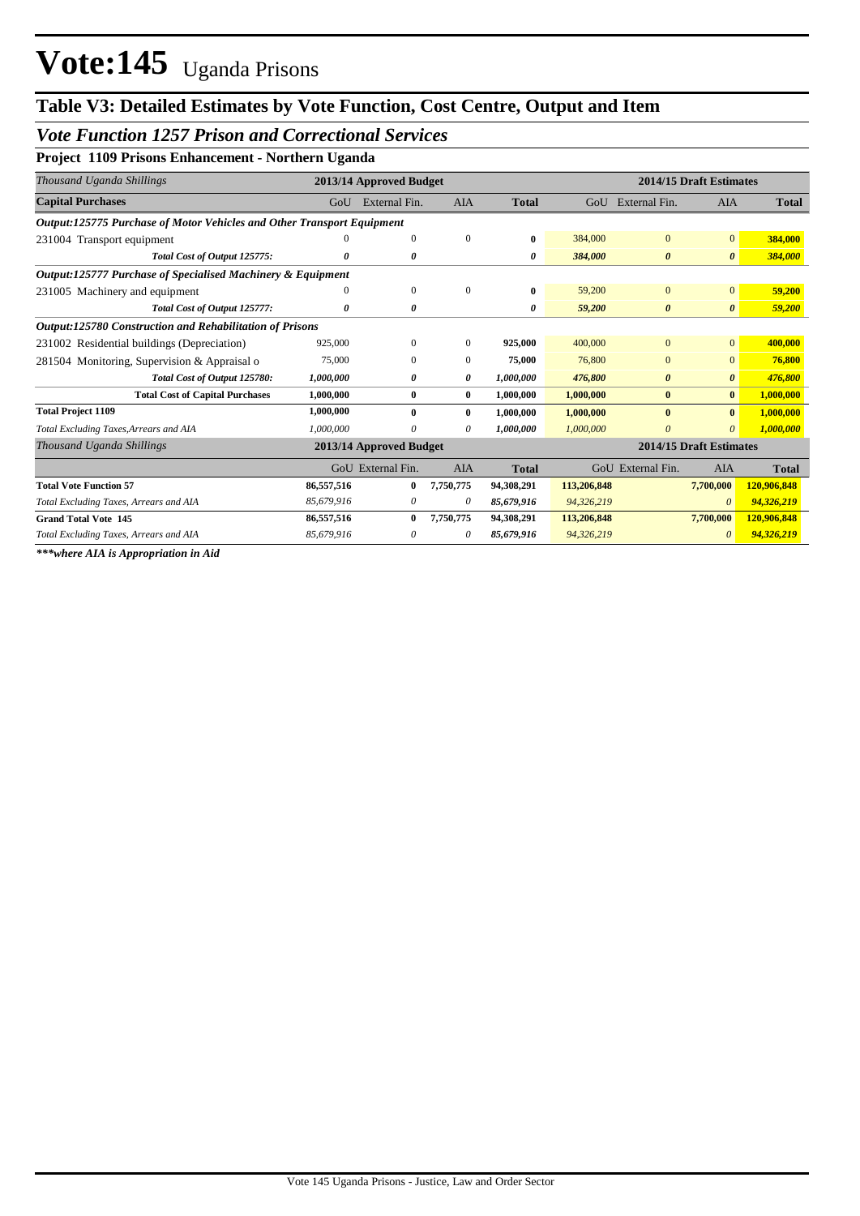# Vote:145 Uganda Prisons

## Table V3: Detailed Estimates by Vote Function, Cost Centre, Output and Item

### *Vote Function 1257 Prison and Correctional Services*

**Project 1109 Prisons Enhancement - Northern Uganda**

| *Thousand Uganda Shillings* | 2013/14 Approved Budget | | | | 2014/15 Draft Estimates | | | |
|---|---|---|---|---|---|---|---|---|
| **Capital Purchases** | GoU | External Fin. | AIA | **Total** | GoU | External Fin. | AIA | **Total** |
| ***Output:125775 Purchase of Motor Vehicles and Other Transport Equipment*** | | | | | | | | |
| 231004 Transport equipment | 0 | 0 | 0 | **0** | 384,000 | 0 | 0 | **384,000** |
| ***Total Cost of Output 125775:*** | ***0*** | ***0*** | | ***0*** | ***384,000*** | ***0*** | ***0*** | ***384,000*** |
| ***Output:125777 Purchase of Specialised Machinery & Equipment*** | | | | | | | | |
| 231005 Machinery and equipment | 0 | 0 | 0 | **0** | 59,200 | 0 | 0 | **59,200** |
| ***Total Cost of Output 125777:*** | ***0*** | ***0*** | | ***0*** | ***59,200*** | ***0*** | ***0*** | ***59,200*** |
| ***Output:125780 Construction and Rehabilitation of Prisons*** | | | | | | | | |
| 231002 Residential buildings (Depreciation) | 925,000 | 0 | 0 | **925,000** | 400,000 | 0 | 0 | **400,000** |
| 281504 Monitoring, Supervision & Appraisal o | 75,000 | 0 | 0 | **75,000** | 76,800 | 0 | 0 | **76,800** |
| ***Total Cost of Output 125780:*** | ***1,000,000*** | ***0*** | ***0*** | ***1,000,000*** | ***476,800*** | ***0*** | ***0*** | ***476,800*** |
| **Total Cost of Capital Purchases** | **1,000,000** | **0** | **0** | **1,000,000** | **1,000,000** | **0** | **0** | **1,000,000** |
| **Total Project 1109** | **1,000,000** | **0** | **0** | **1,000,000** | **1,000,000** | **0** | **0** | **1,000,000** |
| *Total Excluding Taxes,Arrears and AIA* | *1,000,000* | *0* | *0* | ***1,000,000*** | *1,000,000* | *0* | *0* | ***1,000,000*** |

| *Thousand Uganda Shillings* | 2013/14 Approved Budget | | | | 2014/15 Draft Estimates | | | |
|---|---|---|---|---|---|---|---|---|
| | GoU | External Fin. | AIA | **Total** | GoU | External Fin. | AIA | **Total** |
| **Total Vote Function 57** | **86,557,516** | **0** | **7,750,775** | **94,308,291** | **113,206,848** | | **7,700,000** | **120,906,848** |
| *Total Excluding Taxes, Arrears and AIA* | *85,679,916* | *0* | *0* | ***85,679,916*** | *94,326,219* | | *0* | ***94,326,219*** |
| **Grand Total Vote 145** | **86,557,516** | **0** | **7,750,775** | **94,308,291** | **113,206,848** | | **7,700,000** | **120,906,848** |
| *Total Excluding Taxes, Arrears and AIA* | *85,679,916* | *0* | *0* | ***85,679,916*** | *94,326,219* | | *0* | ***94,326,219*** |

***\*\*\*where AIA is Appropriation in Aid***